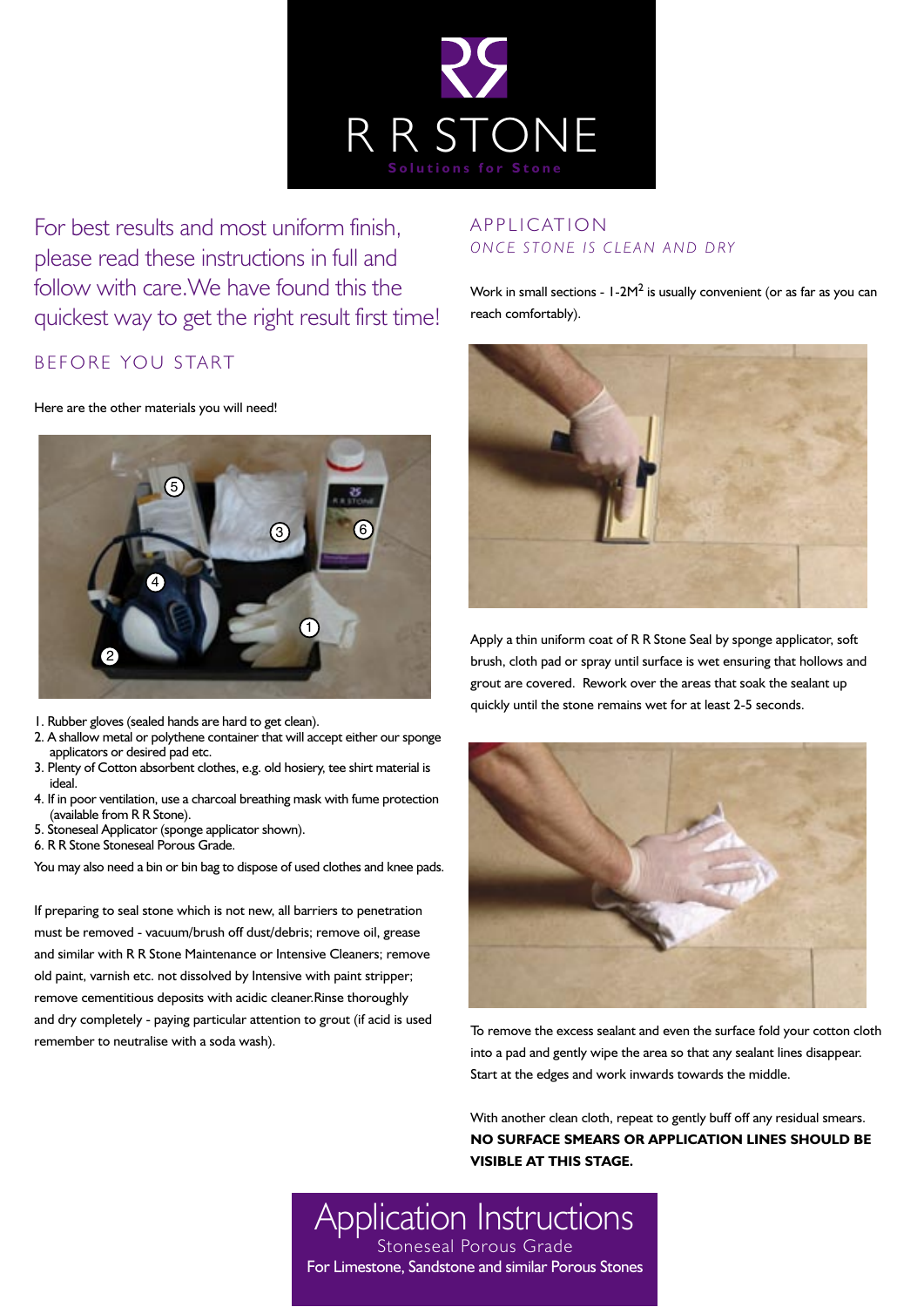# R R STONE

Solutions for Stone

For best results and most uniform finish, please read these instructions in full and follow with care. We have found this the quickest way to get the right result first time!

## BEFORE YOU START

Here are the other materials you will need!

1. Rubber gloves (sealed hands are hard to get clean).
2. A shallow metal or polythene container that will accept either our sponge applicators or desired pad etc.
3. Plenty of Cotton absorbent clothes, e.g. old hosiery, tee shirt material is ideal.
4. If in poor ventilation, use a charcoal breathing mask with fume protection (available from R R Stone).
5. Stoneseal Applicator (sponge applicator shown).
6. R R Stone Stoneseal Porous Grade.

You may also need a bin or bin bag to dispose of used clothes and knee pads.

If preparing to seal stone which is not new, all barriers to penetration must be removed - vacuum/brush off dust/debris; remove oil, grease and similar with R R Stone Maintenance or Intensive Cleaners; remove old paint, varnish etc. not dissolved by Intensive with paint stripper; remove cementitious deposits with acidic cleaner. Rinse thoroughly and dry completely - paying particular attention to grout (if acid is used remember to neutralise with a soda wash).

## APPLICATION

*ONCE STONE IS CLEAN AND DRY*

Work in small sections - 1-2M$^2$ is usually convenient (or as far as you can reach comfortably).

Apply a thin uniform coat of R R Stone Seal by sponge applicator, soft brush, cloth pad or spray until surface is wet ensuring that hollows and grout are covered. Rework over the areas that soak the sealant up quickly until the stone remains wet for at least 2-5 seconds.

To remove the excess sealant and even the surface fold your cotton cloth into a pad and gently wipe the area so that any sealant lines disappear. Start at the edges and work inwards towards the middle.

With another clean cloth, repeat to gently buff off any residual smears. **NO SURFACE SMEARS OR APPLICATION LINES SHOULD BE VISIBLE AT THIS STAGE.**

# Application Instructions

Stoneseal Porous Grade

For Limestone, Sandstone and similar Porous Stones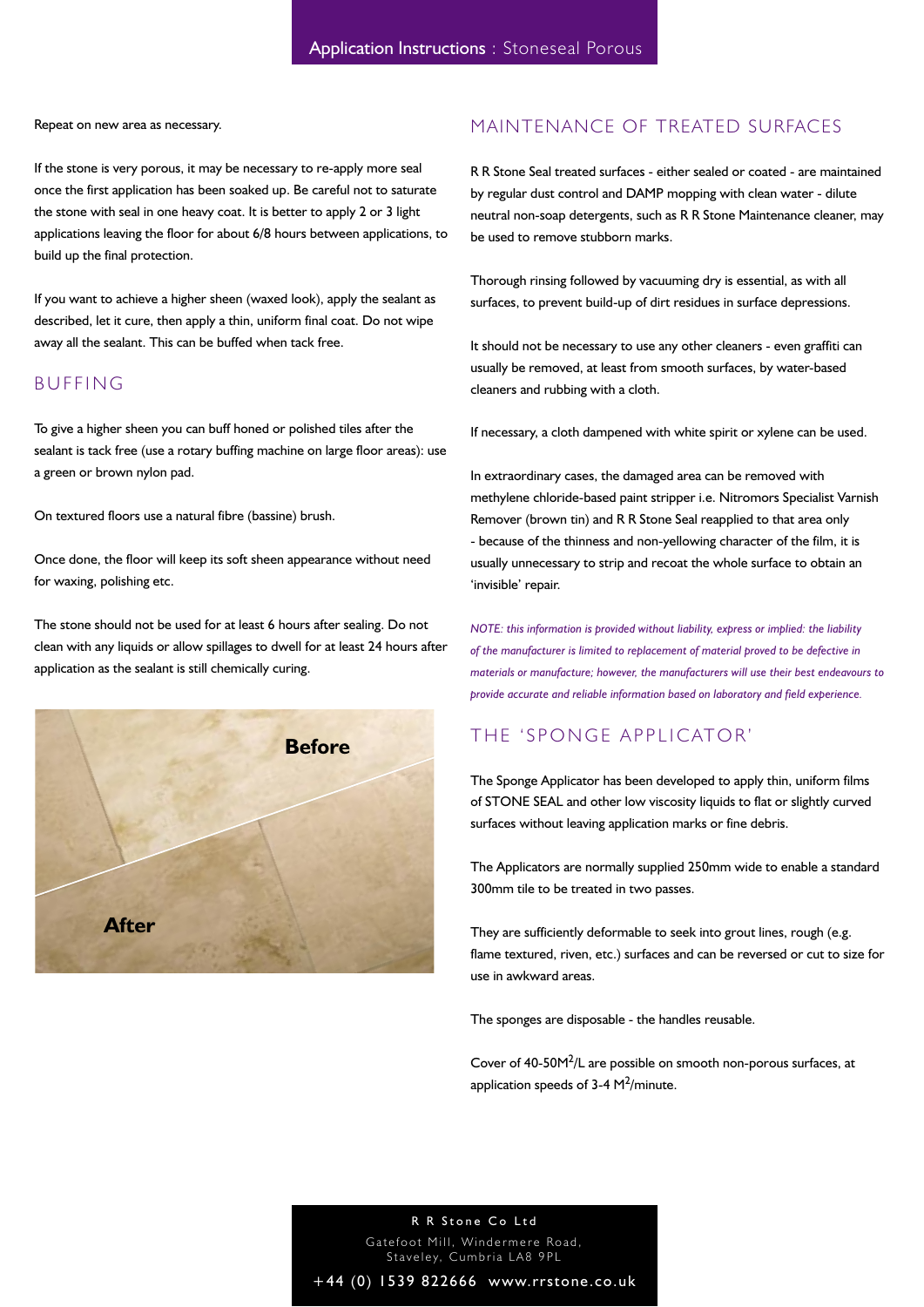Repeat on new area as necessary.

If the stone is very porous, it may be necessary to re-apply more seal once the first application has been soaked up. Be careful not to saturate the stone with seal in one heavy coat. It is better to apply 2 or 3 light applications leaving the floor for about 6/8 hours between applications, to build up the final protection.

If you want to achieve a higher sheen (waxed look), apply the sealant as described, let it cure, then apply a thin, uniform final coat. Do not wipe away all the sealant. This can be buffed when tack free.

## BUFFING

To give a higher sheen you can buff honed or polished tiles after the sealant is tack free (use a rotary buffing machine on large floor areas): use a green or brown nylon pad.

On textured floors use a natural fibre (bassine) brush.

Once done, the floor will keep its soft sheen appearance without need for waxing, polishing etc.

The stone should not be used for at least 6 hours after sealing. Do not clean with any liquids or allow spillages to dwell for at least 24 hours after application as the sealant is still chemically curing.

Before

After

## MAINTENANCE OF TREATED SURFACES

R R Stone Seal treated surfaces - either sealed or coated - are maintained by regular dust control and DAMP mopping with clean water - dilute neutral non-soap detergents, such as R R Stone Maintenance cleaner, may be used to remove stubborn marks.

Thorough rinsing followed by vacuuming dry is essential, as with all surfaces, to prevent build-up of dirt residues in surface depressions.

It should not be necessary to use any other cleaners - even graffiti can usually be removed, at least from smooth surfaces, by water-based cleaners and rubbing with a cloth.

If necessary, a cloth dampened with white spirit or xylene can be used.

In extraordinary cases, the damaged area can be removed with methylene chloride-based paint stripper i.e. Nitromors Specialist Varnish Remover (brown tin) and R R Stone Seal reapplied to that area only - because of the thinness and non-yellowing character of the film, it is usually unnecessary to strip and recoat the whole surface to obtain an 'invisible' repair.

*NOTE: this information is provided without liability, express or implied: the liability of the manufacturer is limited to replacement of material proved to be defective in materials or manufacture; however, the manufacturers will use their best endeavours to provide accurate and reliable information based on laboratory and field experience.*

## THE 'SPONGE APPLICATOR'

The Sponge Applicator has been developed to apply thin, uniform films of STONE SEAL and other low viscosity liquids to flat or slightly curved surfaces without leaving application marks or fine debris.

The Applicators are normally supplied 250mm wide to enable a standard 300mm tile to be treated in two passes.

They are sufficiently deformable to seek into grout lines, rough (e.g. flame textured, riven, etc.) surfaces and can be reversed or cut to size for use in awkward areas.

The sponges are disposable - the handles reusable.

Cover of 40-50$M^2$/L are possible on smooth non-porous surfaces, at application speeds of 3-4 $M^2$/minute.

R R Stone Co Ltd
Gatefoot Mill, Windermere Road,
Staveley, Cumbria LA8 9PL
+44 (0) 1539 822666 www.rrstone.co.uk